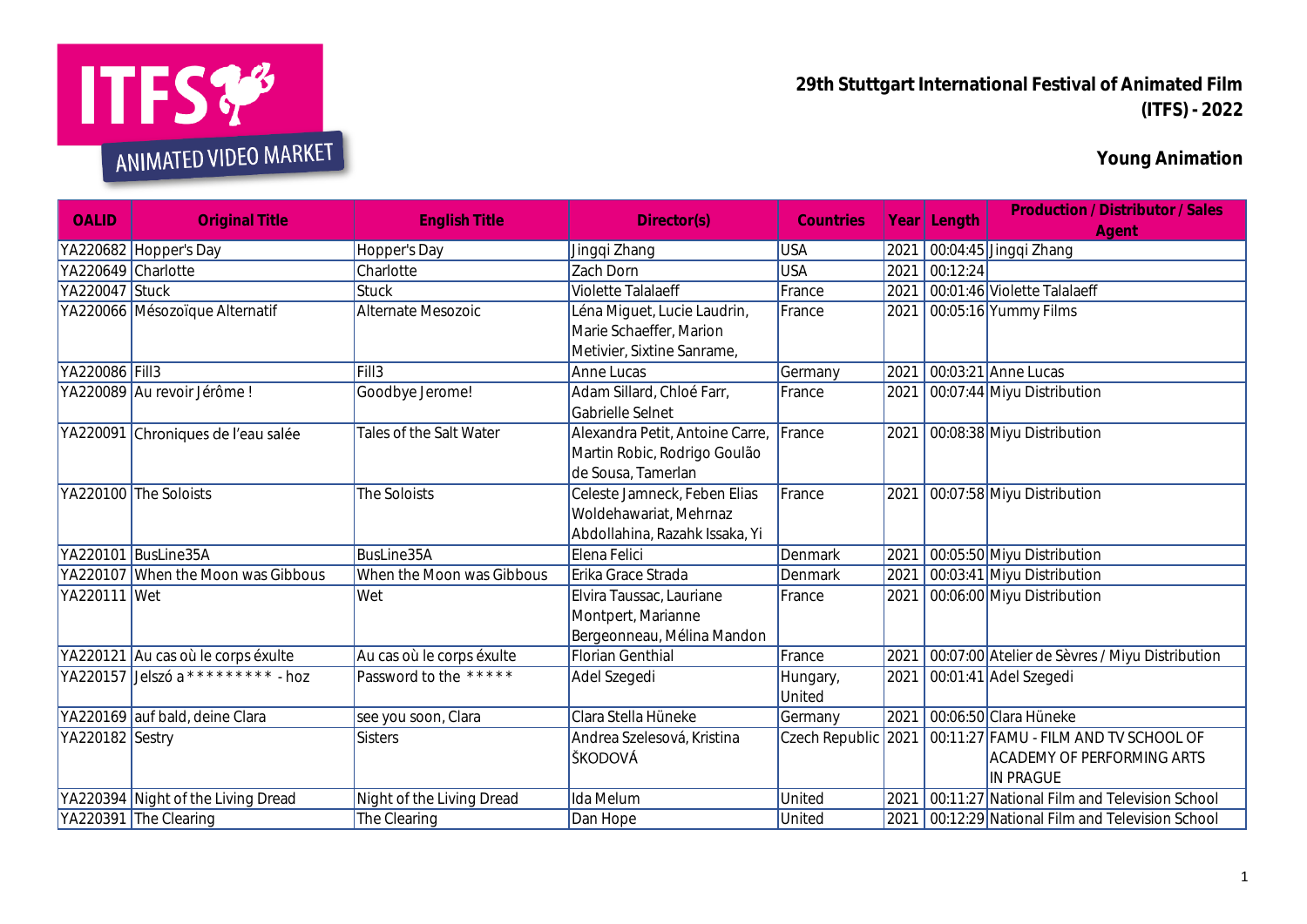ITFS ANIMATED VIDEO MARKET

# 29th Stuttgart International Festival of Animated Film (ITFS) - 2022

## Young Animation

| OALID | Original Title | English Title | Director(s) | Countries | Year | Length | Production / Distributor / Sales Agent |
|---|---|---|---|---|---|---|---|
| YA220682 | Hopper's Day | Hopper's Day | Jingqi Zhang | USA | 2021 | 00:04:45 | Jingqi Zhang |
| YA220649 | Charlotte | Charlotte | Zach Dorn | USA | 2021 | 00:12:24 | |
| YA220047 | Stuck | Stuck | Violette Talalaeff | France | 2021 | 00:01:46 | Violette Talalaeff |
| YA220066 | Mésozoïque Alternatif | Alternate Mesozoic | Léna Miguet, Lucie Laudrin, Marie Schaeffer, Marion Metivier, Sixtine Sanrame, | France | 2021 | 00:05:16 | Yummy Films |
| YA220086 | Fill3 | Fill3 | Anne Lucas | Germany | 2021 | 00:03:21 | Anne Lucas |
| YA220089 | Au revoir Jérôme ! | Goodbye Jerome! | Adam Sillard, Chloé Farr, Gabrielle Selnet | France | 2021 | 00:07:44 | Miyu Distribution |
| YA220091 | Chroniques de l'eau salée | Tales of the Salt Water | Alexandra Petit, Antoine Carre, Martin Robic, Rodrigo Goulão de Sousa, Tamerlan | France | 2021 | 00:08:38 | Miyu Distribution |
| YA220100 | The Soloists | The Soloists | Celeste Jamneck, Feben Elias Woldehawariat, Mehrnaz Abdollahina, Razahk Issaka, Yi | France | 2021 | 00:07:58 | Miyu Distribution |
| YA220101 | BusLine35A | BusLine35A | Elena Felici | Denmark | 2021 | 00:05:50 | Miyu Distribution |
| YA220107 | When the Moon was Gibbous | When the Moon was Gibbous | Erika Grace Strada | Denmark | 2021 | 00:03:41 | Miyu Distribution |
| YA220111 | Wet | Wet | Elvira Taussac, Lauriane Montpert, Marianne Bergeonneau, Mélina Mandon | France | 2021 | 00:06:00 | Miyu Distribution |
| YA220121 | Au cas où le corps éxulte | Au cas où le corps éxulte | Florian Genthial | France | 2021 | 00:07:00 | Atelier de Sèvres / Miyu Distribution |
| YA220157 | Jelszó a ********* - hoz | Password to the ***** | Adel Szegedi | Hungary, United | 2021 | 00:01:41 | Adel Szegedi |
| YA220169 | auf bald, deine Clara | see you soon, Clara | Clara Stella Hüneke | Germany | 2021 | 00:06:50 | Clara Hüneke |
| YA220182 | Sestry | Sisters | Andrea Szelesová, Kristina ŠKODOVÁ | Czech Republic | 2021 | 00:11:27 | FAMU - FILM AND TV SCHOOL OF ACADEMY OF PERFORMING ARTS IN PRAGUE |
| YA220394 | Night of the Living Dread | Night of the Living Dread | Ida Melum | United | 2021 | 00:11:27 | National Film and Television School |
| YA220391 | The Clearing | The Clearing | Dan Hope | United | 2021 | 00:12:29 | National Film and Television School |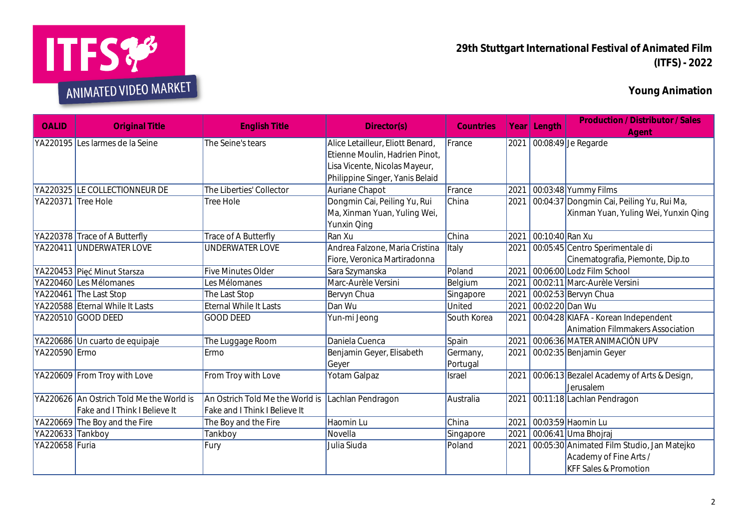# 29th Stuttgart International Festival of Animated Film (ITFS) - 2022

## Young Animation

| OALID | Original Title | English Title | Director(s) | Countries | Year | Length | Production / Distributor / Sales Agent |
|---|---|---|---|---|---|---|---|
| YA220195 | Les larmes de la Seine | The Seine's tears | Alice Letailleur, Eliott Benard, Etienne Moulin, Hadrien Pinot, Lisa Vicente, Nicolas Mayeur, Philippine Singer, Yanis Belaid | France | 2021 | 00:08:49 | Je Regarde |
| YA220325 | LE COLLECTIONNEUR DE | The Liberties' Collector | Auriane Chapot | France | 2021 | 00:03:48 | Yummy Films |
| YA220371 | Tree Hole | Tree Hole | Dongmin Cai, Peiling Yu, Rui Ma, Xinman Yuan, Yuling Wei, Yunxin Qing | China | 2021 | 00:04:37 | Dongmin Cai, Peiling Yu, Rui Ma, Xinman Yuan, Yuling Wei, Yunxin Qing |
| YA220378 | Trace of A Butterfly | Trace of A Butterfly | Ran Xu | China | 2021 | 00:10:40 | Ran Xu |
| YA220411 | UNDERWATER LOVE | UNDERWATER LOVE | Andrea Falzone, Maria Cristina Fiore, Veronica Martiradonna | Italy | 2021 | 00:05:45 | Centro Sperimentale di Cinematografia, Piemonte, Dip.to |
| YA220453 | Pięć Minut Starsza | Five Minutes Older | Sara Szymanska | Poland | 2021 | 00:06:00 | Lodz Film School |
| YA220460 | Les Mélomanes | Les Mélomanes | Marc-Aurèle Versini | Belgium | 2021 | 00:02:11 | Marc-Aurèle Versini |
| YA220461 | The Last Stop | The Last Stop | Bervyn Chua | Singapore | 2021 | 00:02:53 | Bervyn Chua |
| YA220588 | Eternal While It Lasts | Eternal While It Lasts | Dan Wu | United | 2021 | 00:02:20 | Dan Wu |
| YA220510 | GOOD DEED | GOOD DEED | Yun-mi Jeong | South Korea | 2021 | 00:04:28 | KIAFA - Korean Independent Animation Filmmakers Association |
| YA220686 | Un cuarto de equipaje | The Luggage Room | Daniela Cuenca | Spain | 2021 | 00:06:36 | MATER ANIMACIÓN UPV |
| YA220590 | Ermo | Ermo | Benjamin Geyer, Elisabeth Geyer | Germany, Portugal | 2021 | 00:02:35 | Benjamin Geyer |
| YA220609 | From Troy with Love | From Troy with Love | Yotam Galpaz | Israel | 2021 | 00:06:13 | Bezalel Academy of Arts & Design, Jerusalem |
| YA220626 | An Ostrich Told Me the World is Fake and I Think I Believe It | An Ostrich Told Me the World is Fake and I Think I Believe It | Lachlan Pendragon | Australia | 2021 | 00:11:18 | Lachlan Pendragon |
| YA220669 | The Boy and the Fire | The Boy and the Fire | Haomin Lu | China | 2021 | 00:03:59 | Haomin Lu |
| YA220633 | Tankboy | Tankboy | Novella | Singapore | 2021 | 00:06:41 | Uma Bhojraj |
| YA220658 | Furia | Fury | Julia Siuda | Poland | 2021 | 00:05:30 | Animated Film Studio, Jan Matejko Academy of Fine Arts / KFF Sales & Promotion |